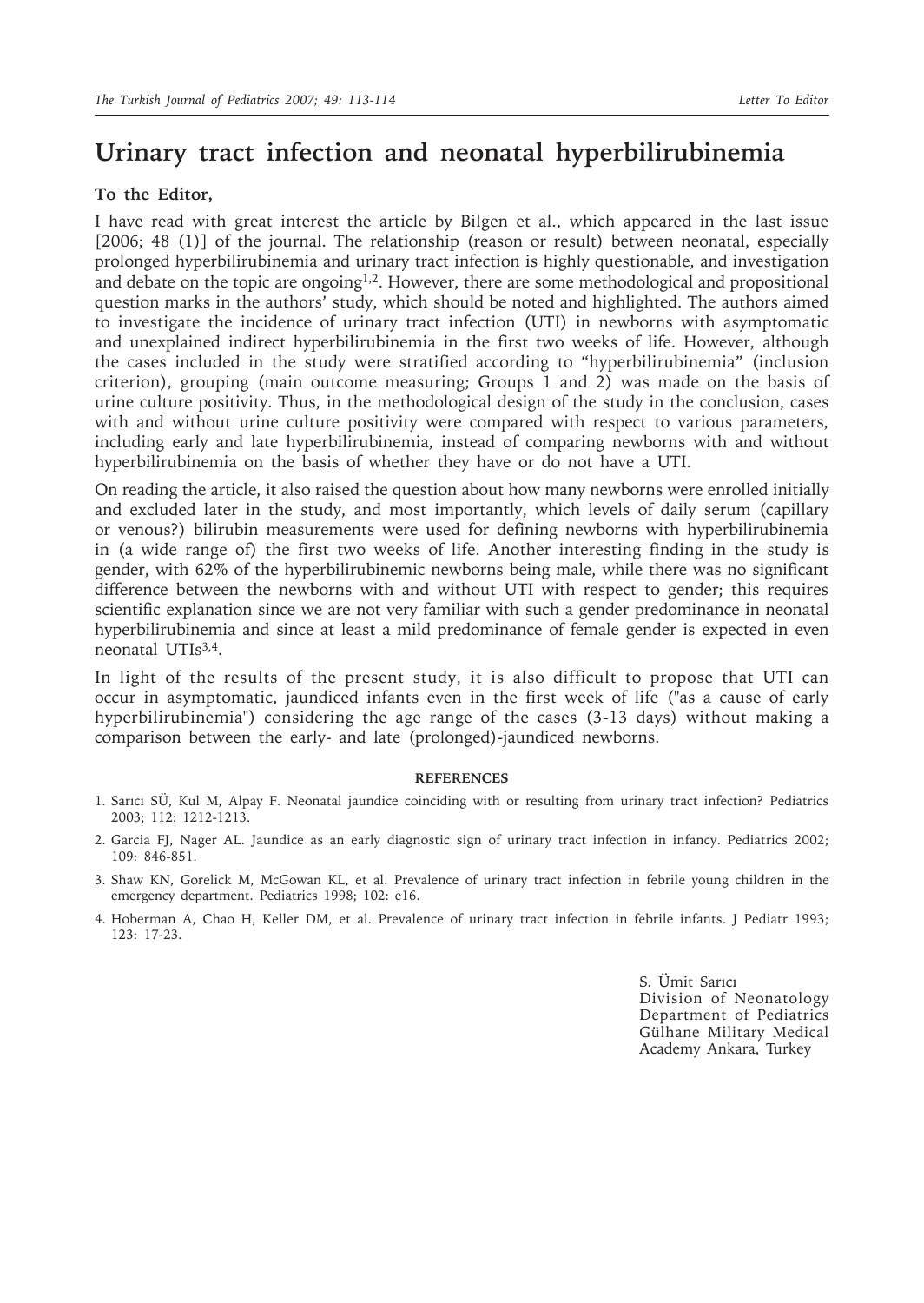# Urinary tract infection and neonatal hyperbilirubinemia

**To the Editor,**

I have read with great interest the article by Bilgen et al., which appeared in the last issue [2006; 48 (1)] of the journal. The relationship (reason or result) between neonatal, especially prolonged hyperbilirubinemia and urinary tract infection is highly questionable, and investigation and debate on the topic are ongoing[1,2]. However, there are some methodological and propositional question marks in the authors' study, which should be noted and highlighted. The authors aimed to investigate the incidence of urinary tract infection (UTI) in newborns with asymptomatic and unexplained indirect hyperbilirubinemia in the first two weeks of life. However, although the cases included in the study were stratified according to "hyperbilirubinemia" (inclusion criterion), grouping (main outcome measuring; Groups 1 and 2) was made on the basis of urine culture positivity. Thus, in the methodological design of the study in the conclusion, cases with and without urine culture positivity were compared with respect to various parameters, including early and late hyperbilirubinemia, instead of comparing newborns with and without hyperbilirubinemia on the basis of whether they have or do not have a UTI.

On reading the article, it also raised the question about how many newborns were enrolled initially and excluded later in the study, and most importantly, which levels of daily serum (capillary or venous?) bilirubin measurements were used for defining newborns with hyperbilirubinemia in (a wide range of) the first two weeks of life. Another interesting finding in the study is gender, with 62% of the hyperbilirubinemic newborns being male, while there was no significant difference between the newborns with and without UTI with respect to gender; this requires scientific explanation since we are not very familiar with such a gender predominance in neonatal hyperbilirubinemia and since at least a mild predominance of female gender is expected in even neonatal UTIs[3,4].

In light of the results of the present study, it is also difficult to propose that UTI can occur in asymptomatic, jaundiced infants even in the first week of life ("as a cause of early hyperbilirubinemia") considering the age range of the cases (3-13 days) without making a comparison between the early- and late (prolonged)-jaundiced newborns.

**REFERENCES**

1. Sarıcı SÜ, Kul M, Alpay F. Neonatal jaundice coinciding with or resulting from urinary tract infection? Pediatrics 2003; 112: 1212-1213.
2. Garcia FJ, Nager AL. Jaundice as an early diagnostic sign of urinary tract infection in infancy. Pediatrics 2002; 109: 846-851.
3. Shaw KN, Gorelick M, McGowan KL, et al. Prevalence of urinary tract infection in febrile young children in the emergency department. Pediatrics 1998; 102: e16.
4. Hoberman A, Chao H, Keller DM, et al. Prevalence of urinary tract infection in febrile infants. J Pediatr 1993; 123: 17-23.

S. Ümit Sarıcı  
Division of Neonatology  
Department of Pediatrics  
Gülhane Military Medical Academy Ankara, Turkey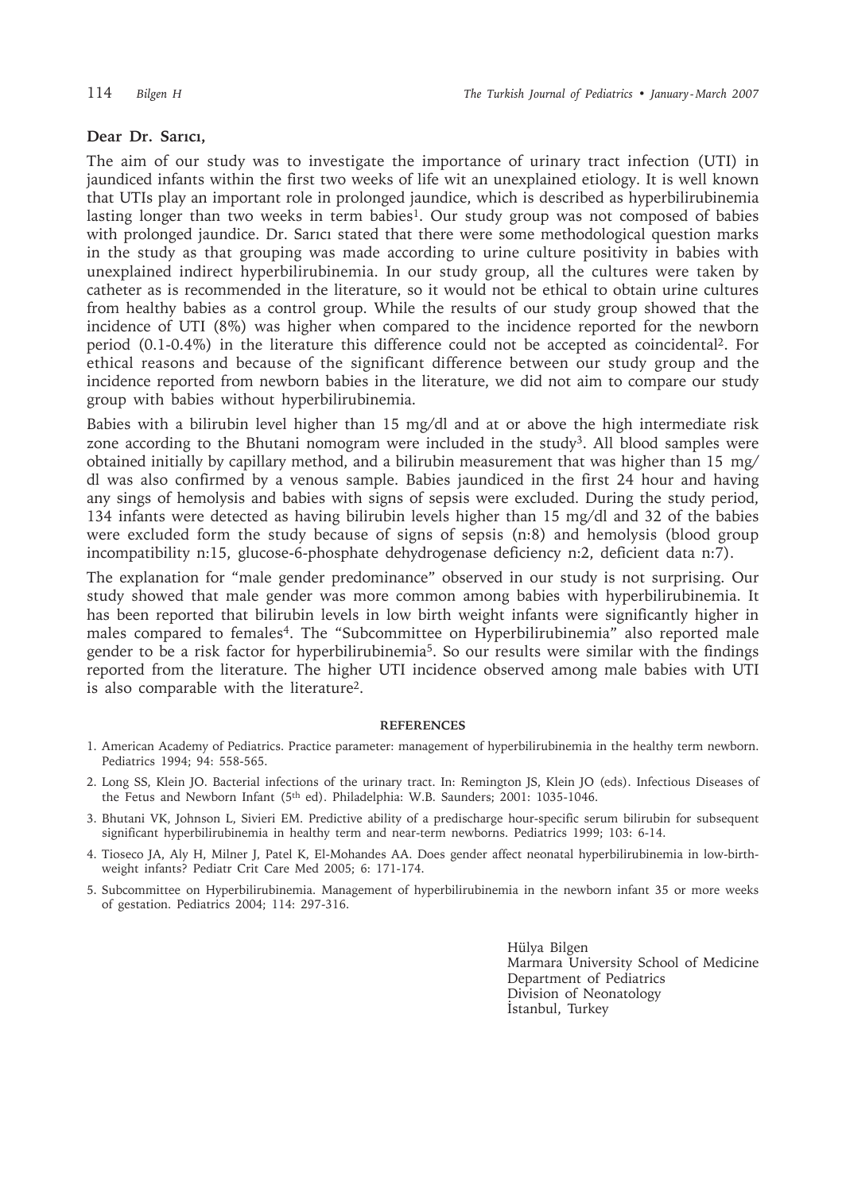**Dear Dr. Sarıcı,**

The aim of our study was to investigate the importance of urinary tract infection (UTI) in jaundiced infants within the first two weeks of life wit an unexplained etiology. It is well known that UTIs play an important role in prolonged jaundice, which is described as hyperbilirubinemia lasting longer than two weeks in term babies[1]. Our study group was not composed of babies with prolonged jaundice. Dr. Sarıcı stated that there were some methodological question marks in the study as that grouping was made according to urine culture positivity in babies with unexplained indirect hyperbilirubinemia. In our study group, all the cultures were taken by catheter as is recommended in the literature, so it would not be ethical to obtain urine cultures from healthy babies as a control group. While the results of our study group showed that the incidence of UTI (8%) was higher when compared to the incidence reported for the newborn period (0.1-0.4%) in the literature this difference could not be accepted as coincidental[2]. For ethical reasons and because of the significant difference between our study group and the incidence reported from newborn babies in the literature, we did not aim to compare our study group with babies without hyperbilirubinemia.

Babies with a bilirubin level higher than 15 mg/dl and at or above the high intermediate risk zone according to the Bhutani nomogram were included in the study[3]. All blood samples were obtained initially by capillary method, and a bilirubin measurement that was higher than 15 mg/dl was also confirmed by a venous sample. Babies jaundiced in the first 24 hour and having any sings of hemolysis and babies with signs of sepsis were excluded. During the study period, 134 infants were detected as having bilirubin levels higher than 15 mg/dl and 32 of the babies were excluded form the study because of signs of sepsis (n:8) and hemolysis (blood group incompatibility n:15, glucose-6-phosphate dehydrogenase deficiency n:2, deficient data n:7).

The explanation for "male gender predominance" observed in our study is not surprising. Our study showed that male gender was more common among babies with hyperbilirubinemia. It has been reported that bilirubin levels in low birth weight infants were significantly higher in males compared to females[4]. The "Subcommittee on Hyperbilirubinemia" also reported male gender to be a risk factor for hyperbilirubinemia[5]. So our results were similar with the findings reported from the literature. The higher UTI incidence observed among male babies with UTI is also comparable with the literature[2].

**REFERENCES**

1. American Academy of Pediatrics. Practice parameter: management of hyperbilirubinemia in the healthy term newborn. Pediatrics 1994; 94: 558-565.
2. Long SS, Klein JO. Bacterial infections of the urinary tract. In: Remington JS, Klein JO (eds). Infectious Diseases of the Fetus and Newborn Infant (5th ed). Philadelphia: W.B. Saunders; 2001: 1035-1046.
3. Bhutani VK, Johnson L, Sivieri EM. Predictive ability of a predischarge hour-specific serum bilirubin for subsequent significant hyperbilirubinemia in healthy term and near-term newborns. Pediatrics 1999; 103: 6-14.
4. Tioseco JA, Aly H, Milner J, Patel K, El-Mohandes AA. Does gender affect neonatal hyperbilirubinemia in low-birth-weight infants? Pediatr Crit Care Med 2005; 6: 171-174.
5. Subcommittee on Hyperbilirubinemia. Management of hyperbilirubinemia in the newborn infant 35 or more weeks of gestation. Pediatrics 2004; 114: 297-316.

Hülya Bilgen
Marmara University School of Medicine
Department of Pediatrics
Division of Neonatology
İstanbul, Turkey